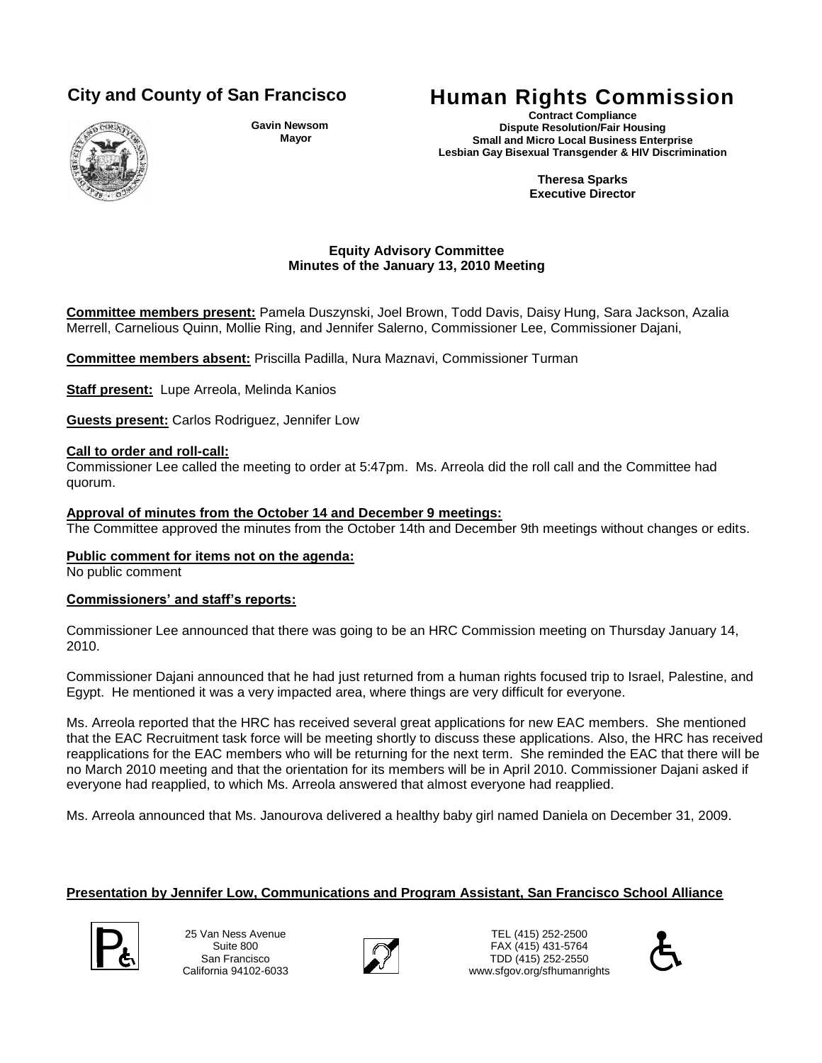# City and County of San Francisco

**Gavin Newsom**
**Mayor**

# Human Rights Commission

**Contract Compliance**
**Dispute Resolution/Fair Housing**
**Small and Micro Local Business Enterprise**
**Lesbian Gay Bisexual Transgender & HIV Discrimination**

**Theresa Sparks**
**Executive Director**

### Equity Advisory Committee
### Minutes of the January 13, 2010 Meeting

**Committee members present:** Pamela Duszynski, Joel Brown, Todd Davis, Daisy Hung, Sara Jackson, Azalia Merrell, Carnelious Quinn, Mollie Ring, and Jennifer Salerno, Commissioner Lee, Commissioner Dajani,

**Committee members absent:** Priscilla Padilla, Nura Maznavi, Commissioner Turman

**Staff present:** Lupe Arreola, Melinda Kanios

**Guests present:** Carlos Rodriguez, Jennifer Low

**Call to order and roll-call:**
Commissioner Lee called the meeting to order at 5:47pm. Ms. Arreola did the roll call and the Committee had quorum.

**Approval of minutes from the October 14 and December 9 meetings:**
The Committee approved the minutes from the October 14th and December 9th meetings without changes or edits.

**Public comment for items not on the agenda:**
No public comment

**Commissioners' and staff's reports:**

Commissioner Lee announced that there was going to be an HRC Commission meeting on Thursday January 14, 2010.

Commissioner Dajani announced that he had just returned from a human rights focused trip to Israel, Palestine, and Egypt. He mentioned it was a very impacted area, where things are very difficult for everyone.

Ms. Arreola reported that the HRC has received several great applications for new EAC members. She mentioned that the EAC Recruitment task force will be meeting shortly to discuss these applications. Also, the HRC has received reapplications for the EAC members who will be returning for the next term. She reminded the EAC that there will be no March 2010 meeting and that the orientation for its members will be in April 2010. Commissioner Dajani asked if everyone had reapplied, to which Ms. Arreola answered that almost everyone had reapplied.

Ms. Arreola announced that Ms. Janourova delivered a healthy baby girl named Daniela on December 31, 2009.

**Presentation by Jennifer Low, Communications and Program Assistant, San Francisco School Alliance**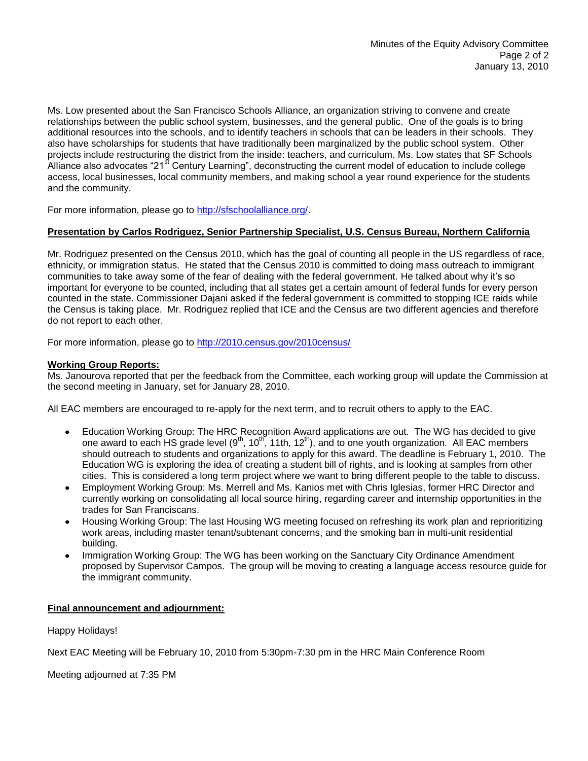Ms. Low presented about the San Francisco Schools Alliance, an organization striving to convene and create relationships between the public school system, businesses, and the general public. One of the goals is to bring additional resources into the schools, and to identify teachers in schools that can be leaders in their schools. They also have scholarships for students that have traditionally been marginalized by the public school system. Other projects include restructuring the district from the inside: teachers, and curriculum. Ms. Low states that SF Schools Alliance also advocates "21st Century Learning", deconstructing the current model of education to include college access, local businesses, local community members, and making school a year round experience for the students and the community.

For more information, please go to http://sfschoolalliance.org/.

**Presentation by Carlos Rodriguez, Senior Partnership Specialist, U.S. Census Bureau, Northern California**

Mr. Rodriguez presented on the Census 2010, which has the goal of counting all people in the US regardless of race, ethnicity, or immigration status. He stated that the Census 2010 is committed to doing mass outreach to immigrant communities to take away some of the fear of dealing with the federal government. He talked about why it's so important for everyone to be counted, including that all states get a certain amount of federal funds for every person counted in the state. Commissioner Dajani asked if the federal government is committed to stopping ICE raids while the Census is taking place. Mr. Rodriguez replied that ICE and the Census are two different agencies and therefore do not report to each other.

For more information, please go to http://2010.census.gov/2010census/

**Working Group Reports:**

Ms. Janourova reported that per the feedback from the Committee, each working group will update the Commission at the second meeting in January, set for January 28, 2010.

All EAC members are encouraged to re-apply for the next term, and to recruit others to apply to the EAC.

- Education Working Group: The HRC Recognition Award applications are out. The WG has decided to give one award to each HS grade level (9th, 10th, 11th, 12th), and to one youth organization. All EAC members should outreach to students and organizations to apply for this award. The deadline is February 1, 2010. The Education WG is exploring the idea of creating a student bill of rights, and is looking at samples from other cities. This is considered a long term project where we want to bring different people to the table to discuss.
- Employment Working Group: Ms. Merrell and Ms. Kanios met with Chris Iglesias, former HRC Director and currently working on consolidating all local source hiring, regarding career and internship opportunities in the trades for San Franciscans.
- Housing Working Group: The last Housing WG meeting focused on refreshing its work plan and reprioritizing work areas, including master tenant/subtenant concerns, and the smoking ban in multi-unit residential building.
- Immigration Working Group: The WG has been working on the Sanctuary City Ordinance Amendment proposed by Supervisor Campos. The group will be moving to creating a language access resource guide for the immigrant community.

**Final announcement and adjournment:**

Happy Holidays!

Next EAC Meeting will be February 10, 2010 from 5:30pm-7:30 pm in the HRC Main Conference Room

Meeting adjourned at 7:35 PM